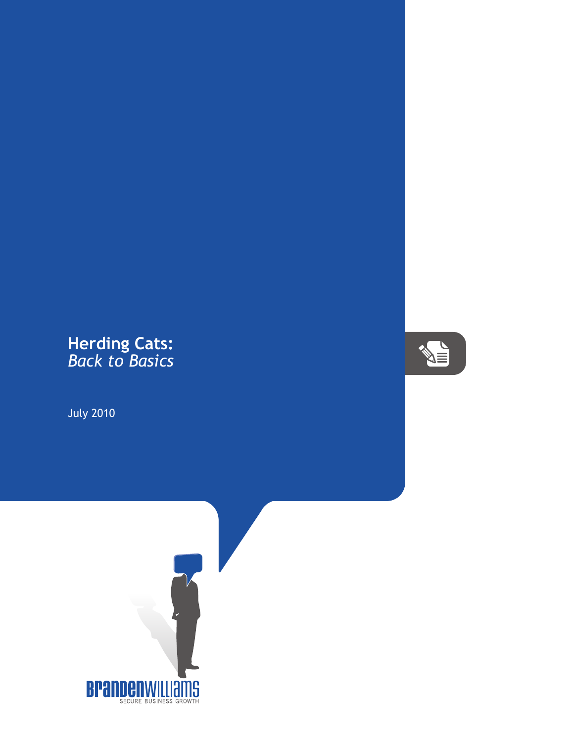# Herding Cats:
## *Back to Basics*

July 2010

BRANDENWILLIAMS
SECURE BUSINESS GROWTH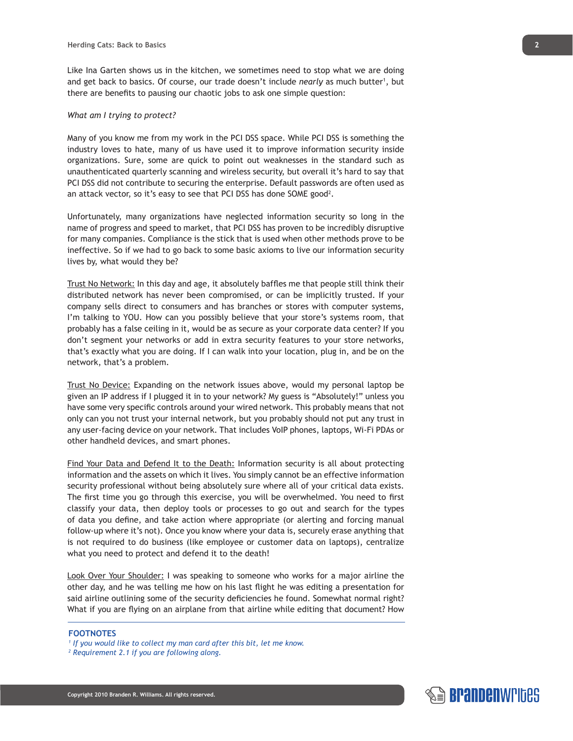Like Ina Garten shows us in the kitchen, we sometimes need to stop what we are doing and get back to basics. Of course, our trade doesn't include *nearly* as much butter[1], but there are benefits to pausing our chaotic jobs to ask one simple question:

*What am I trying to protect?*

Many of you know me from my work in the PCI DSS space. While PCI DSS is something the industry loves to hate, many of us have used it to improve information security inside organizations. Sure, some are quick to point out weaknesses in the standard such as unauthenticated quarterly scanning and wireless security, but overall it's hard to say that PCI DSS did not contribute to securing the enterprise. Default passwords are often used as an attack vector, so it's easy to see that PCI DSS has done SOME good[2].

Unfortunately, many organizations have neglected information security so long in the name of progress and speed to market, that PCI DSS has proven to be incredibly disruptive for many companies. Compliance is the stick that is used when other methods prove to be ineffective. So if we had to go back to some basic axioms to live our information security lives by, what would they be?

<u>Trust No Network:</u> In this day and age, it absolutely baffles me that people still think their distributed network has never been compromised, or can be implicitly trusted. If your company sells direct to consumers and has branches or stores with computer systems, I'm talking to YOU. How can you possibly believe that your store's systems room, that probably has a false ceiling in it, would be as secure as your corporate data center? If you don't segment your networks or add in extra security features to your store networks, that's exactly what you are doing. If I can walk into your location, plug in, and be on the network, that's a problem.

<u>Trust No Device:</u> Expanding on the network issues above, would my personal laptop be given an IP address if I plugged it in to your network? My guess is "Absolutely!" unless you have some very specific controls around your wired network. This probably means that not only can you not trust your internal network, but you probably should not put any trust in any user-facing device on your network. That includes VoIP phones, laptops, Wi-Fi PDAs or other handheld devices, and smart phones.

<u>Find Your Data and Defend It to the Death:</u> Information security is all about protecting information and the assets on which it lives. You simply cannot be an effective information security professional without being absolutely sure where all of your critical data exists. The first time you go through this exercise, you will be overwhelmed. You need to first classify your data, then deploy tools or processes to go out and search for the types of data you define, and take action where appropriate (or alerting and forcing manual follow-up where it's not). Once you know where your data is, securely erase anything that is not required to do business (like employee or customer data on laptops), centralize what you need to protect and defend it to the death!

<u>Look Over Your Shoulder:</u> I was speaking to someone who works for a major airline the other day, and he was telling me how on his last flight he was editing a presentation for said airline outlining some of the security deficiencies he found. Somewhat normal right? What if you are flying on an airplane from that airline while editing that document? How

**FOOTNOTES**

[1] *If you would like to collect my man card after this bit, let me know.*

[2] *Requirement 2.1 if you are following along.*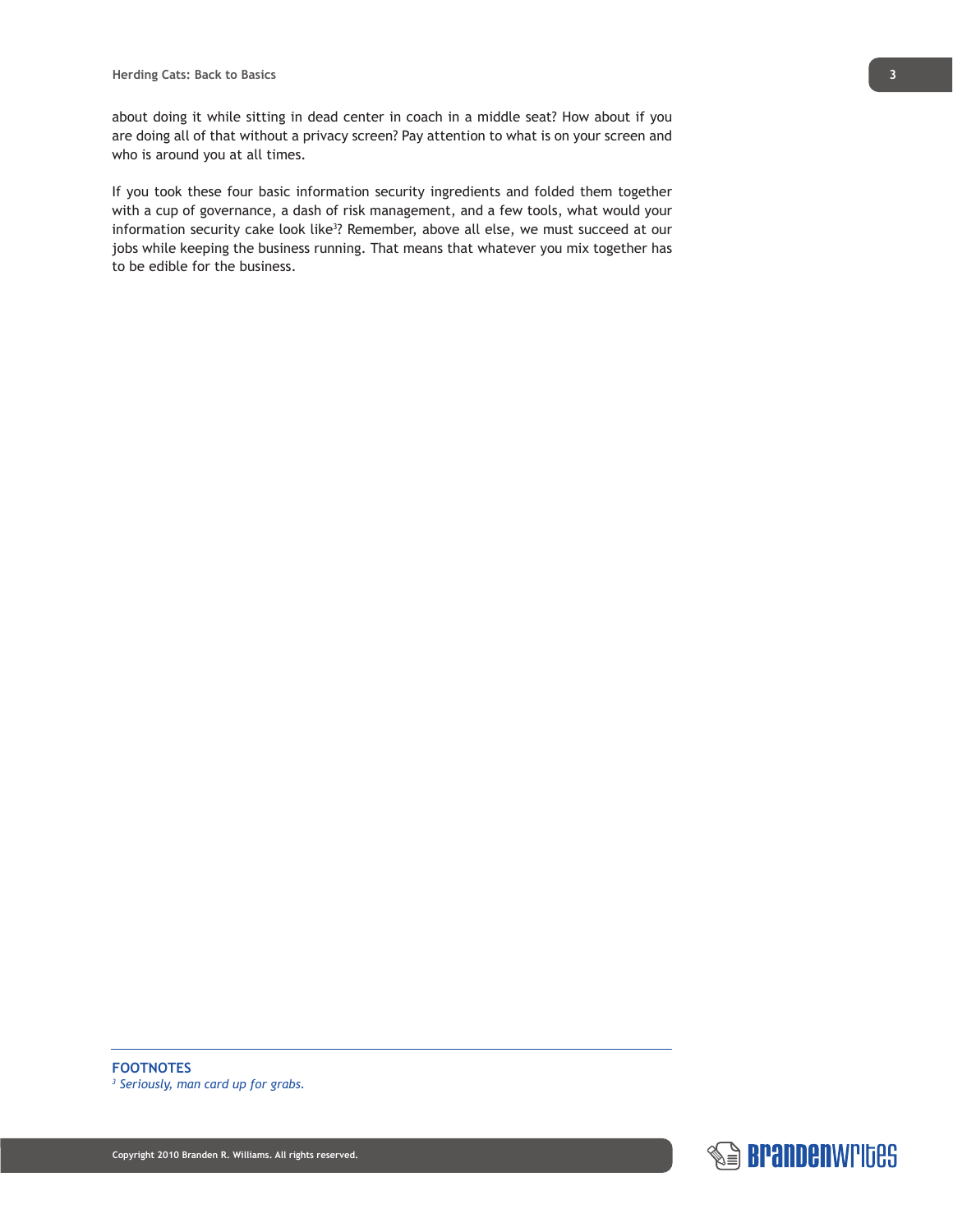about doing it while sitting in dead center in coach in a middle seat? How about if you are doing all of that without a privacy screen? Pay attention to what is on your screen and who is around you at all times.

If you took these four basic information security ingredients and folded them together with a cup of governance, a dash of risk management, and a few tools, what would your information security cake look like[3]? Remember, above all else, we must succeed at our jobs while keeping the business running. That means that whatever you mix together has to be edible for the business.

---

**FOOTNOTES**

[3] *Seriously, man card up for grabs.*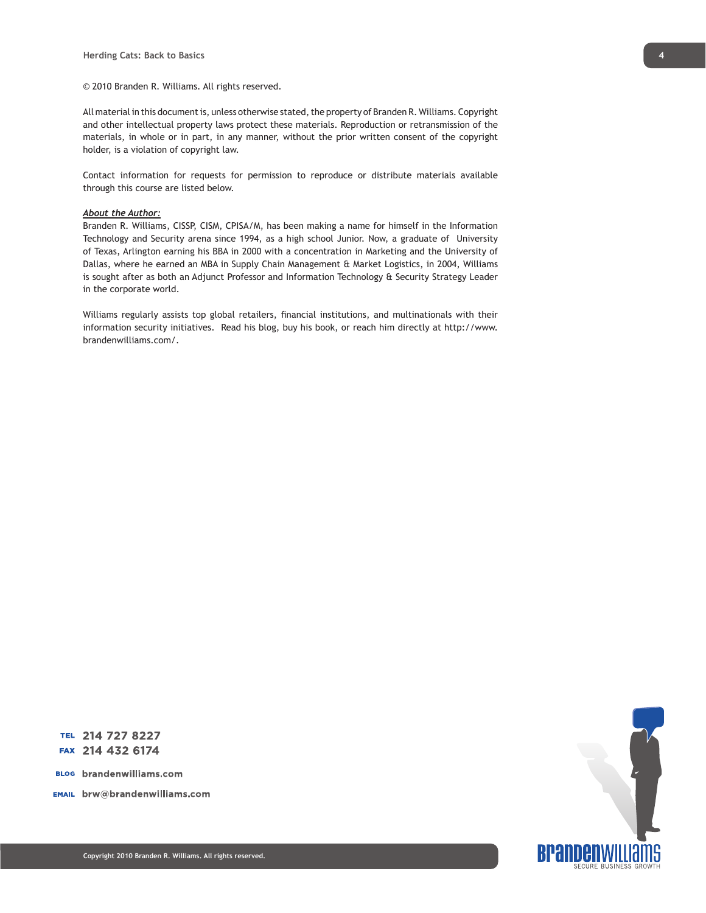© 2010 Branden R. Williams. All rights reserved.

All material in this document is, unless otherwise stated, the property of Branden R. Williams. Copyright and other intellectual property laws protect these materials. Reproduction or retransmission of the materials, in whole or in part, in any manner, without the prior written consent of the copyright holder, is a violation of copyright law.

Contact information for requests for permission to reproduce or distribute materials available through this course are listed below.

***About the Author:***

Branden R. Williams, CISSP, CISM, CPISA/M, has been making a name for himself in the Information Technology and Security arena since 1994, as a high school Junior. Now, a graduate of University of Texas, Arlington earning his BBA in 2000 with a concentration in Marketing and the University of Dallas, where he earned an MBA in Supply Chain Management & Market Logistics, in 2004, Williams is sought after as both an Adjunct Professor and Information Technology & Security Strategy Leader in the corporate world.

Williams regularly assists top global retailers, financial institutions, and multinationals with their information security initiatives. Read his blog, buy his book, or reach him directly at http://www.brandenwilliams.com/.

**TEL** 214 727 8227
**FAX** 214 432 6174

**BLOG** brandenwilliams.com

**EMAIL** brw@brandenwilliams.com

BrandenWilliams
SECURE BUSINESS GROWTH